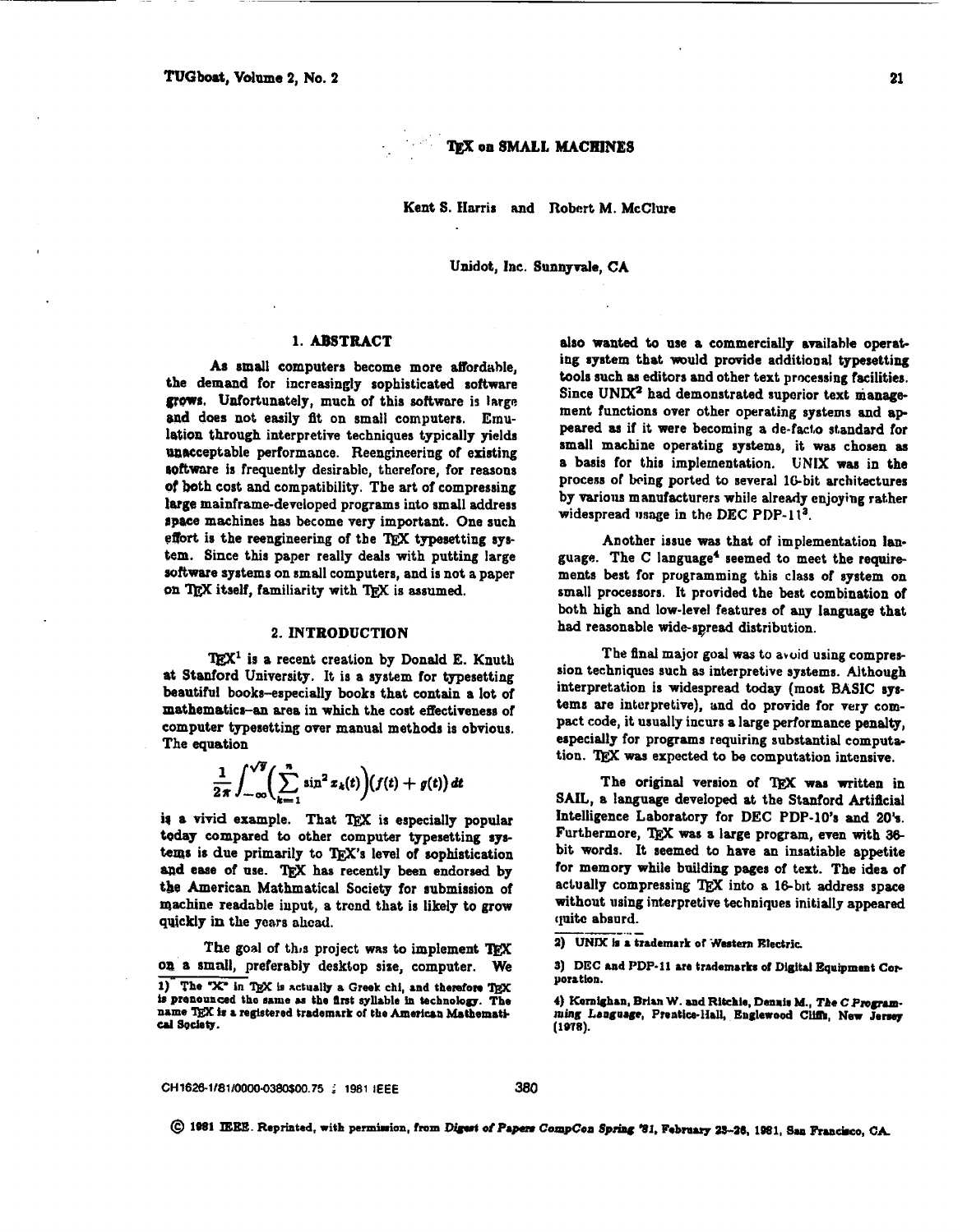# TEX on SMALL MACHINES

Kent S. Harris and Robert M. McClure

Unidot, Inc. Sunnyvale, CA

## 1. ABSTRACT

As small computers become more affordable, the demand for increasingly sophisticated software grows. Unfortunately, much of this software is large and does not easily fit on small computers. Emulation through interpretive techniques typically yields unacceptable performance. Reengineering of existing software is frequently desirable, therefore, for reasons of both cost and compatibility. The art of compressing large mainframe-developed programs into small address space machines has become very important. One such effort is the reengineering of the TEX typesetting system. Since this paper really deals with putting large software systems on small computers, and is not a paper on TEX itself, familiarity with TEX is assumed.

## 2. INTRODUCTION

TEX[1] is a recent creation by Donald E. Knuth at Stanford University. It is a system for typesetting beautiful books–especially books that contain a lot of mathematics–an area in which the cost effectiveness of computer typesetting over manual methods is obvious. The equation

$$\frac{1}{2\pi}\int_{-\infty}^{\sqrt{y}}\left(\sum_{k=1}^{n}\sin^2 x_k(t)\right)\left(f(t)+g(t)\right)dt$$

is a vivid example. That TEX is especially popular today compared to other computer typesetting systems is due primarily to TEX's level of sophistication and ease of use. TEX has recently been endorsed by the American Mathmatical Society for submission of machine readable input, a trend that is likely to grow quickly in the years ahead.

The goal of this project was to implement TEX on a small, preferably desktop size, computer. We also wanted to use a commercially available operating system that would provide additional typesetting tools such as editors and other text processing facilities. Since UNIX[2] had demonstrated superior text management functions over other operating systems and appeared as if it were becoming a de-facto standard for small machine operating systems, it was chosen as a basis for this implementation. UNIX was in the process of being ported to several 16-bit architectures by various manufacturers while already enjoying rather widespread usage in the DEC PDP-11[3].

Another issue was that of implementation language. The C language[4] seemed to meet the requirements best for programming this class of system on small processors. It provided the best combination of both high and low-level features of any language that had reasonable wide-spread distribution.

The final major goal was to avoid using compression techniques such as interpretive systems. Although interpretation is widespread today (most BASIC systems are interpretive), and do provide for very compact code, it usually incurs a large performance penalty, especially for programs requiring substantial computation. TEX was expected to be computation intensive.

The original version of TEX was written in SAIL, a language developed at the Stanford Artificial Intelligence Laboratory for DEC PDP-10's and 20's. Furthermore, TEX was a large program, even with 36-bit words. It seemed to have an insatiable appetite for memory while building pages of text. The idea of actually compressing TEX into a 16-bit address space without using interpretive techniques initially appeared quite absurd.

---

1) The "X" in TEX is actually a Greek chi, and therefore TEX is pronounced the same as the first syllable in technology. The name TEX is a registered trademark of the American Mathematical Society.

2) UNIX is a trademark of Western Electric.

3) DEC and PDP-11 are trademarks of Digital Equipment Corporation.

4) Kernighan, Brian W. and Ritchie, Dennis M., *The C Programming Language*, Prentice-Hall, Englewood Cliffs, New Jersey (1978).

CH1626-1/81/0000-0380$00.75 © 1981 IEEE

© 1981 IEEE. Reprinted, with permission, from *Digest of Papers CompCon Spring '81*, February 23–26, 1981, San Francisco, CA.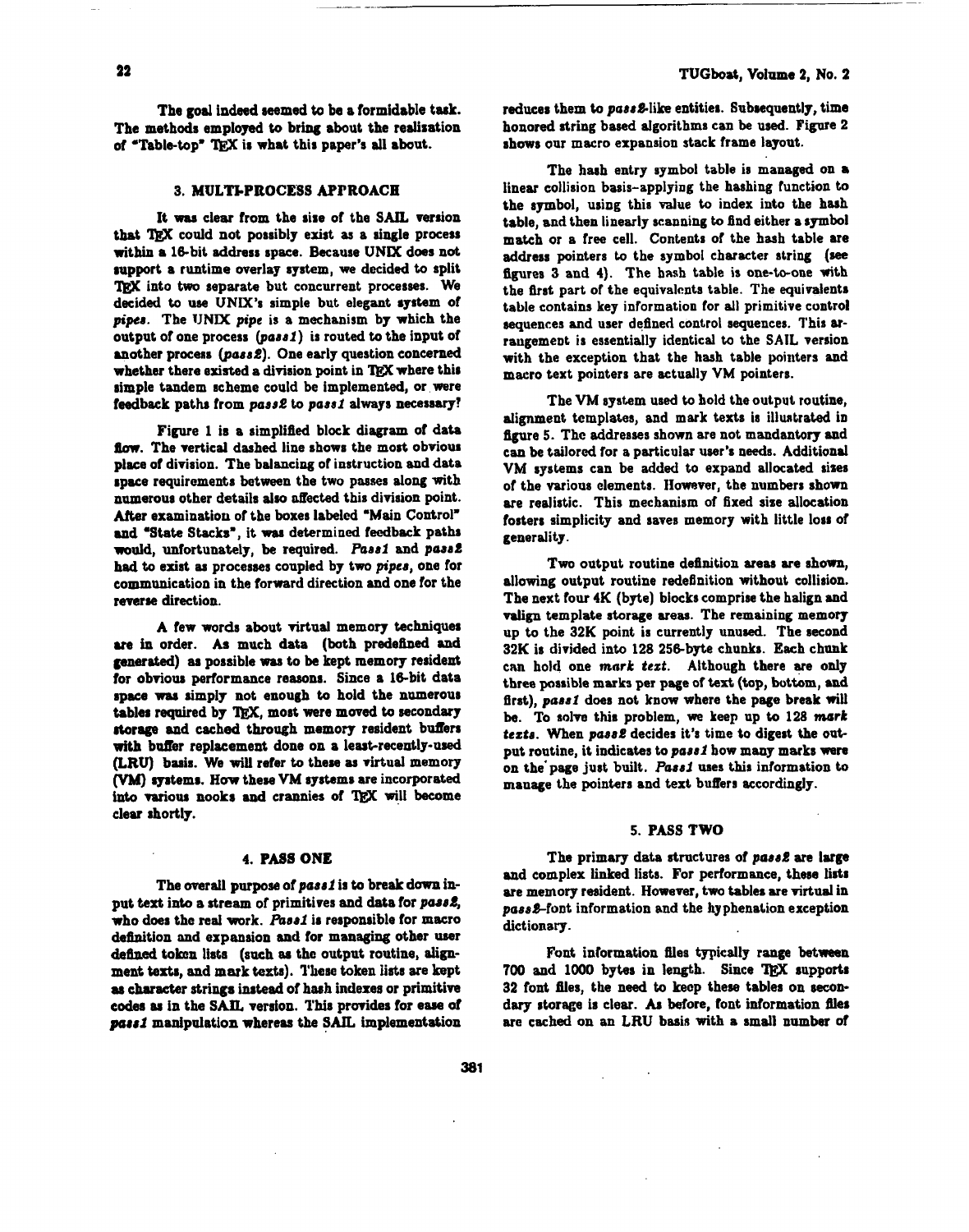The goal indeed seemed to be a formidable task. The methods employed to bring about the realisation of "Table-top" TEX is what this paper's all about.

## 3. MULTI-PROCESS APPROACH

It was clear from the size of the SAIL version that TEX could not possibly exist as a single process within a 16-bit address space. Because UNIX does not support a runtime overlay system, we decided to split TEX into two separate but concurrent processes. We decided to use UNIX's simple but elegant system of *pipes*. The UNIX *pipe* is a mechanism by which the output of one process (*pass1*) is routed to the input of another process (*pass2*). One early question concerned whether there existed a division point in TEX where this simple tandem scheme could be implemented, or were feedback paths from *pass2* to *pass1* always necessary?

Figure 1 is a simplified block diagram of data flow. The vertical dashed line shows the most obvious place of division. The balancing of instruction and data space requirements between the two passes along with numerous other details also affected this division point. After examination of the boxes labeled "Main Control" and "State Stacks", it was determined feedback paths would, unfortunately, be required. *Pass1* and *pass2* had to exist as processes coupled by two *pipes*, one for communication in the forward direction and one for the reverse direction.

A few words about virtual memory techniques are in order. As much data (both predefined and generated) as possible was to be kept memory resident for obvious performance reasons. Since a 16-bit data space was simply not enough to hold the numerous tables required by TEX, most were moved to secondary storage and cached through memory resident buffers with buffer replacement done on a least-recently-used (LRU) basis. We will refer to these as virtual memory (VM) systems. How these VM systems are incorporated into various nooks and crannies of TEX will become clear shortly.

## 4. PASS ONE

The overall purpose of *pass1* is to break down input text into a stream of primitives and data for *pass2*, who does the real work. *Pass1* is responsible for macro definition and expansion and for managing other user defined token lists (such as the output routine, alignment texts, and mark texts). These token lists are kept as character strings instead of hash indexes or primitive codes as in the SAIL version. This provides for ease of *pass1* manipulation whereas the SAIL implementation reduces them to *pass2*-like entities. Subsequently, time honored string based algorithms can be used. Figure 2 shows our macro expansion stack frame layout.

The hash entry symbol table is managed on a linear collision basis–applying the hashing function to the symbol, using this value to index into the hash table, and then linearly scanning to find either a symbol match or a free cell. Contents of the hash table are address pointers to the symbol character string (see figures 3 and 4). The hash table is one-to-one with the first part of the equivalents table. The equivalents table contains key information for all primitive control sequences and user defined control sequences. This arrangement is essentially identical to the SAIL version with the exception that the hash table pointers and macro text pointers are actually VM pointers.

The VM system used to hold the output routine, alignment templates, and mark texts is illustrated in figure 5. The addresses shown are not mandantory and can be tailored for a particular user's needs. Additional VM systems can be added to expand allocated sizes of the various elements. However, the numbers shown are realistic. This mechanism of fixed size allocation fosters simplicity and saves memory with little loss of generality.

Two output routine definition areas are shown, allowing output routine redefinition without collision. The next four 4K (byte) blocks comprise the halign and valign template storage areas. The remaining memory up to the 32K point is currently unused. The second 32K is divided into 128 256-byte chunks. Each chunk can hold one *mark text*. Although there are only three possible marks per page of text (top, bottom, and first), *pass1* does not know where the page break will be. To solve this problem, we keep up to 128 *mark texts*. When *pass2* decides it's time to digest the output routine, it indicates to *pass1* how many marks were on the page just built. *Pass1* uses this information to manage the pointers and text buffers accordingly.

## 5. PASS TWO

The primary data structures of *pass2* are large and complex linked lists. For performance, these lists are memory resident. However, two tables are virtual in *pass2*–font information and the hyphenation exception dictionary.

Font information files typically range between 700 and 1000 bytes in length. Since TEX supports 32 font files, the need to keep these tables on secondary storage is clear. As before, font information files are cached on an LRU basis with a small number of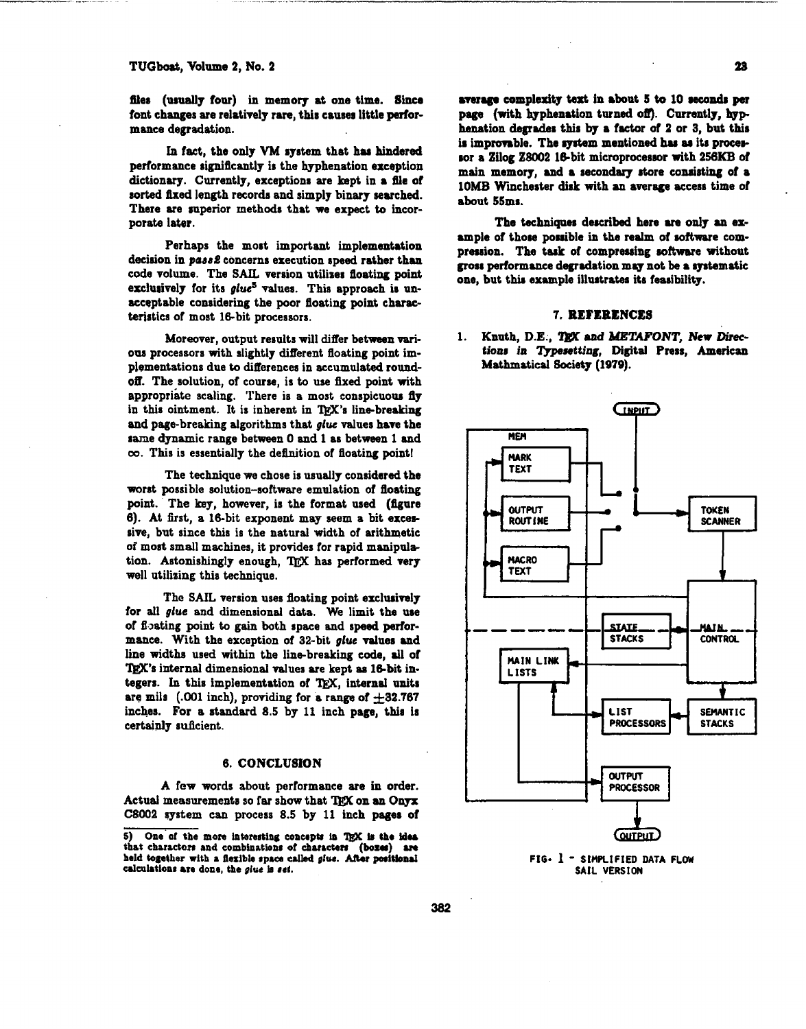files (usually four) in memory at one time. Since font changes are relatively rare, this causes little performance degradation.

In fact, the only VM system that has hindered performance significantly is the hyphenation exception dictionary. Currently, exceptions are kept in a file of sorted fixed length records and simply binary searched. There are superior methods that we expect to incorporate later.

Perhaps the most important implementation decision in *pass2* concerns execution speed rather than code volume. The SAIL version utilizes floating point exclusively for its *glue*[5] values. This approach is unacceptable considering the poor floating point characteristics of most 16-bit processors.

Moreover, output results will differ between various processors with slightly different floating point implementations due to differences in accumulated round-off. The solution, of course, is to use fixed point with appropriate scaling. There is a most conspicuous fly in this ointment. It is inherent in TEX's line-breaking and page-breaking algorithms that *glue* values have the same dynamic range between 0 and 1 as between 1 and $\infty$. This is essentially the definition of floating point!

The technique we chose is usually considered the worst possible solution–software emulation of floating point. The key, however, is the format used (figure 6). At first, a 16-bit exponent may seem a bit excessive, but since this is the natural width of arithmetic of most small machines, it provides for rapid manipulation. Astonishingly enough, TEX has performed very well utilizing this technique.

The SAIL version uses floating point exclusively for all *glue* and dimensional data. We limit the use of floating point to gain both space and speed performance. With the exception of 32-bit *glue* values and line widths used within the line-breaking code, all of TEX's internal dimensional values are kept as 16-bit integers. In this implementation of TEX, internal units are mils (.001 inch), providing for a range of $\pm 32.767$ inches. For a standard 8.5 by 11 inch page, this is certainly suficient.

## 6. CONCLUSION

A few words about performance are in order. Actual measurements so far show that TEX on an Onyx C8002 system can process 8.5 by 11 inch pages of average complexity text in about 5 to 10 seconds per page (with hyphenation turned off). Currently, hyphenation degrades this by a factor of 2 or 3, but this is improvable. The system mentioned has as its processor a Zilog Z8002 16-bit microprocessor with 256KB of main memory, and a secondary store consisting of a 10MB Winchester disk with an average access time of about 55ms.

The techniques described here are only an example of those possible in the realm of software compression. The task of compressing software without gross performance degradation may not be a systematic one, but this example illustrates its feasibility.

## 7. REFERENCES

1. Knuth, D.E., *TEX and METAFONT, New Directions in Typesetting*, Digital Press, American Mathmatical Society (1979).

FIG. 1 - SIMPLIFIED DATA FLOW SAIL VERSION

5) One of the more interesting concepts in TEX is the idea that characters and combinations of characters (boxes) are held together with a flexible space called *glue*. After positional calculations are done, the *glue* is *set*.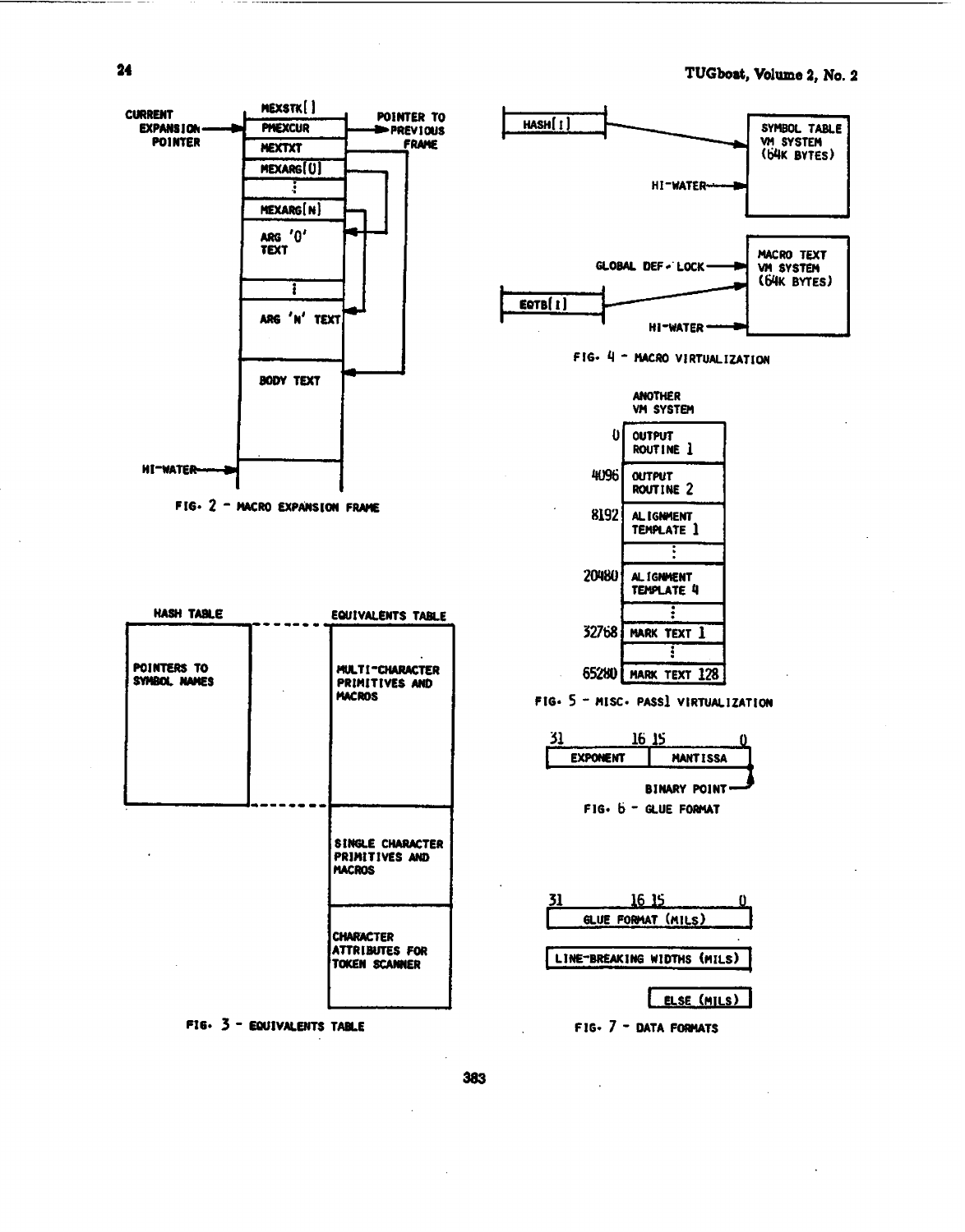MEXSTK[ ]

CURRENT EXPANSION POINTER

PMEXCUR

POINTER TO PREVIOUS FRAME

MEXTXT

MEXARG[0]

⋮

MEXARG[N]

ARG '0' TEXT

⋮

ARG 'N' TEXT

BODY TEXT

HI-WATER

FIG. 2 – MACRO EXPANSION FRAME

HASH[I]

SYMBOL TABLE VM SYSTEM (64K BYTES)

HI-WATER

GLOBAL DEF. LOCK

MACRO TEXT VM SYSTEM (64K BYTES)

EQTB[I]

HI-WATER

FIG. 4 – MACRO VIRTUALIZATION

ANOTHER VM SYSTEM

0 OUTPUT ROUTINE 1

4096 OUTPUT ROUTINE 2

8192 ALIGNMENT TEMPLATE 1

⋮

20480 ALIGNMENT TEMPLATE 4

⋮

32768 MARK TEXT 1

⋮

65280 MARK TEXT 128

FIG. 5 – MISC. PASS1 VIRTUALIZATION

HASH TABLE

POINTERS TO SYMBOL NAMES

EQUIVALENTS TABLE

MULTI-CHARACTER PRIMITIVES AND MACROS

SINGLE CHARACTER PRIMITIVES AND MACROS

CHARACTER ATTRIBUTES FOR TOKEN SCANNER

FIG. 3 – EQUIVALENTS TABLE

31 16 15 0

EXPONENT | MANTISSA

BINARY POINT

FIG. 6 – GLUE FORMAT

31 16 15 0

GLUE FORMAT (MILS)

LINE-BREAKING WIDTHS (MILS)

ELSE (MILS)

FIG. 7 – DATA FORMATS